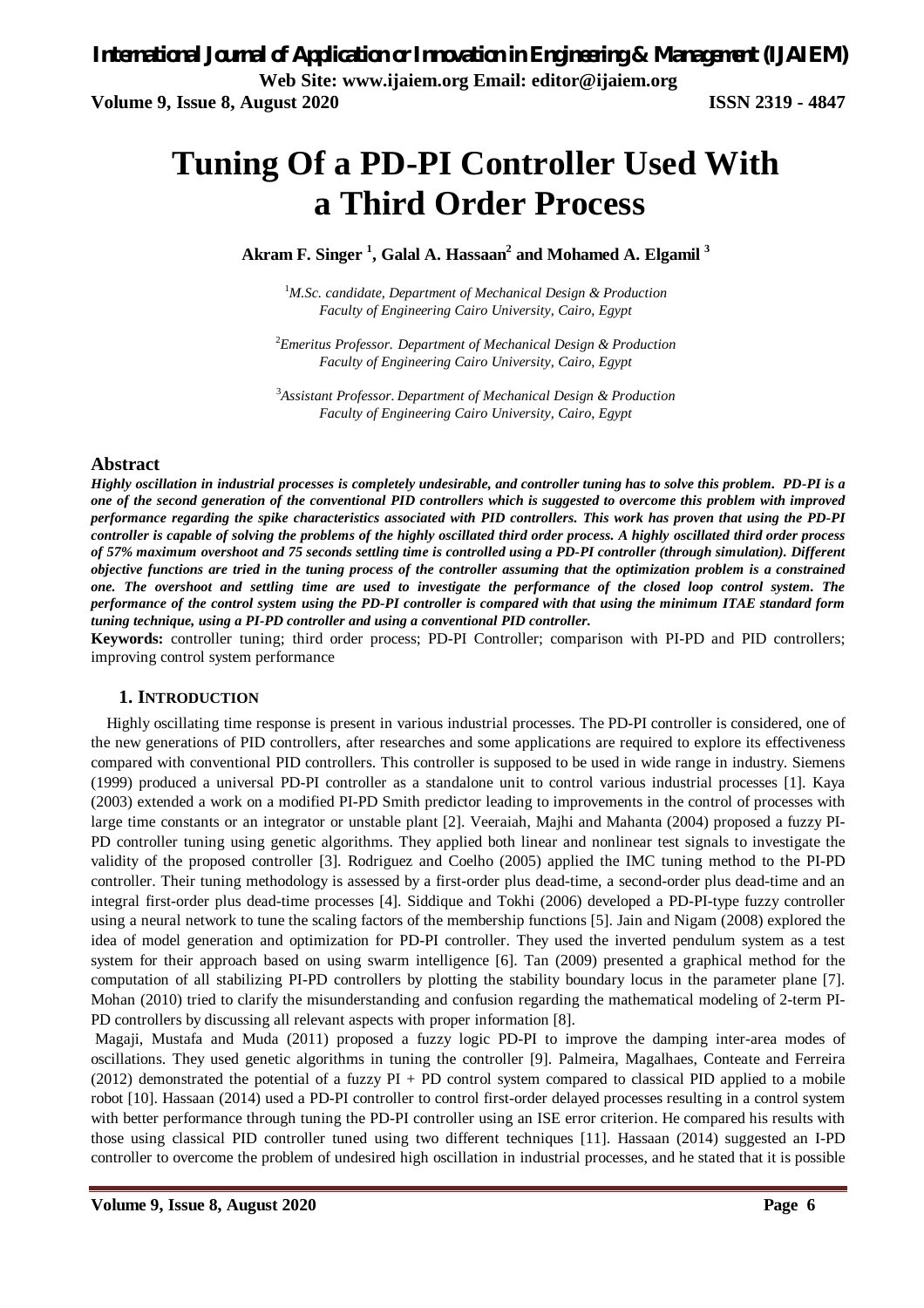# Tuning Of a PD-PI Controller Used With a Third Order Process

**Akram F. Singer [1], Galal A. Hassaan[2] and Mohamed A. Elgamil [3]**

[1] *M.Sc. candidate, Department of Mechanical Design & Production Faculty of Engineering Cairo University, Cairo, Egypt*

[2] *Emeritus Professor. Department of Mechanical Design & Production Faculty of Engineering Cairo University, Cairo, Egypt*

[3] *Assistant Professor. Department of Mechanical Design & Production Faculty of Engineering Cairo University, Cairo, Egypt*

## Abstract

***Highly oscillation in industrial processes is completely undesirable, and controller tuning has to solve this problem. PD-PI is a one of the second generation of the conventional PID controllers which is suggested to overcome this problem with improved performance regarding the spike characteristics associated with PID controllers. This work has proven that using the PD-PI controller is capable of solving the problems of the highly oscillated third order process. A highly oscillated third order process of 57% maximum overshoot and 75 seconds settling time is controlled using a PD-PI controller (through simulation). Different objective functions are tried in the tuning process of the controller assuming that the optimization problem is a constrained one. The overshoot and settling time are used to investigate the performance of the closed loop control system. The performance of the control system using the PD-PI controller is compared with that using the minimum ITAE standard form tuning technique, using a PI-PD controller and using a conventional PID controller.***

**Keywords:** controller tuning; third order process; PD-PI Controller; comparison with PI-PD and PID controllers; improving control system performance

## 1. INTRODUCTION

Highly oscillating time response is present in various industrial processes. The PD-PI controller is considered, one of the new generations of PID controllers, after researches and some applications are required to explore its effectiveness compared with conventional PID controllers. This controller is supposed to be used in wide range in industry. Siemens (1999) produced a universal PD-PI controller as a standalone unit to control various industrial processes [1]. Kaya (2003) extended a work on a modified PI-PD Smith predictor leading to improvements in the control of processes with large time constants or an integrator or unstable plant [2]. Veeraiah, Majhi and Mahanta (2004) proposed a fuzzy PI-PD controller tuning using genetic algorithms. They applied both linear and nonlinear test signals to investigate the validity of the proposed controller [3]. Rodriguez and Coelho (2005) applied the IMC tuning method to the PI-PD controller. Their tuning methodology is assessed by a first-order plus dead-time, a second-order plus dead-time and an integral first-order plus dead-time processes [4]. Siddique and Tokhi (2006) developed a PD-PI-type fuzzy controller using a neural network to tune the scaling factors of the membership functions [5]. Jain and Nigam (2008) explored the idea of model generation and optimization for PD-PI controller. They used the inverted pendulum system as a test system for their approach based on using swarm intelligence [6]. Tan (2009) presented a graphical method for the computation of all stabilizing PI-PD controllers by plotting the stability boundary locus in the parameter plane [7]. Mohan (2010) tried to clarify the misunderstanding and confusion regarding the mathematical modeling of 2-term PI-PD controllers by discussing all relevant aspects with proper information [8].

Magaji, Mustafa and Muda (2011) proposed a fuzzy logic PD-PI to improve the damping inter-area modes of oscillations. They used genetic algorithms in tuning the controller [9]. Palmeira, Magalhaes, Conteate and Ferreira (2012) demonstrated the potential of a fuzzy PI + PD control system compared to classical PID applied to a mobile robot [10]. Hassaan (2014) used a PD-PI controller to control first-order delayed processes resulting in a control system with better performance through tuning the PD-PI controller using an ISE error criterion. He compared his results with those using classical PID controller tuned using two different techniques [11]. Hassaan (2014) suggested an I-PD controller to overcome the problem of undesired high oscillation in industrial processes, and he stated that it is possible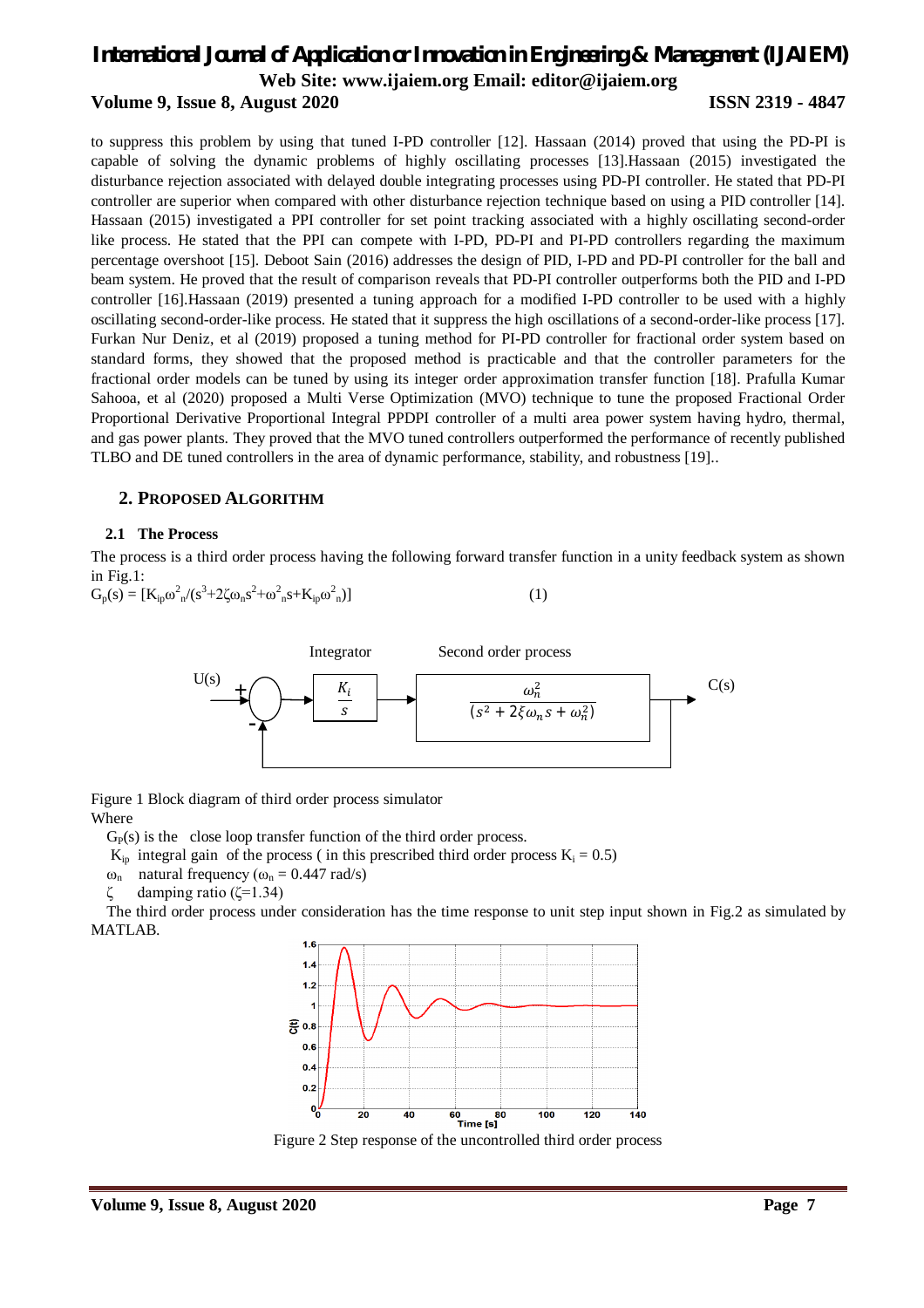to suppress this problem by using that tuned I-PD controller [12]. Hassaan (2014) proved that using the PD-PI is capable of solving the dynamic problems of highly oscillating processes [13].Hassaan (2015) investigated the disturbance rejection associated with delayed double integrating processes using PD-PI controller. He stated that PD-PI controller are superior when compared with other disturbance rejection technique based on using a PID controller [14]. Hassaan (2015) investigated a PPI controller for set point tracking associated with a highly oscillating second-order like process. He stated that the PPI can compete with I-PD, PD-PI and PI-PD controllers regarding the maximum percentage overshoot [15]. Deboot Sain (2016) addresses the design of PID, I-PD and PD-PI controller for the ball and beam system. He proved that the result of comparison reveals that PD-PI controller outperforms both the PID and I-PD controller [16].Hassaan (2019) presented a tuning approach for a modified I-PD controller to be used with a highly oscillating second-order-like process. He stated that it suppress the high oscillations of a second-order-like process [17]. Furkan Nur Deniz, et al (2019) proposed a tuning method for PI-PD controller for fractional order system based on standard forms, they showed that the proposed method is practicable and that the controller parameters for the fractional order models can be tuned by using its integer order approximation transfer function [18]. Prafulla Kumar Sahooa, et al (2020) proposed a Multi Verse Optimization (MVO) technique to tune the proposed Fractional Order Proportional Derivative Proportional Integral PPDPI controller of a multi area power system having hydro, thermal, and gas power plants. They proved that the MVO tuned controllers outperformed the performance of recently published TLBO and DE tuned controllers in the area of dynamic performance, stability, and robustness [19]..

## 2. PROPOSED ALGORITHM

### 2.1 The Process

The process is a third order process having the following forward transfer function in a unity feedback system as shown in Fig.1:

$$G_p(s) = [K_{ip}\omega_n^2/(s^3+2\zeta\omega_n s^2+\omega_n^2 s+K_{ip}\omega_n^2)] \quad (1)$$

Figure 1 Block diagram of third order process simulator

Where

$G_P(s)$ is the close loop transfer function of the third order process.

$K_{ip}$ integral gain of the process ( in this prescribed third order process $K_i = 0.5$)

$\omega_n$ natural frequency ($\omega_n = 0.447$ rad/s)

$\zeta$ damping ratio ($\zeta$=1.34)

The third order process under consideration has the time response to unit step input shown in Fig.2 as simulated by MATLAB.

Figure 2 Step response of the uncontrolled third order process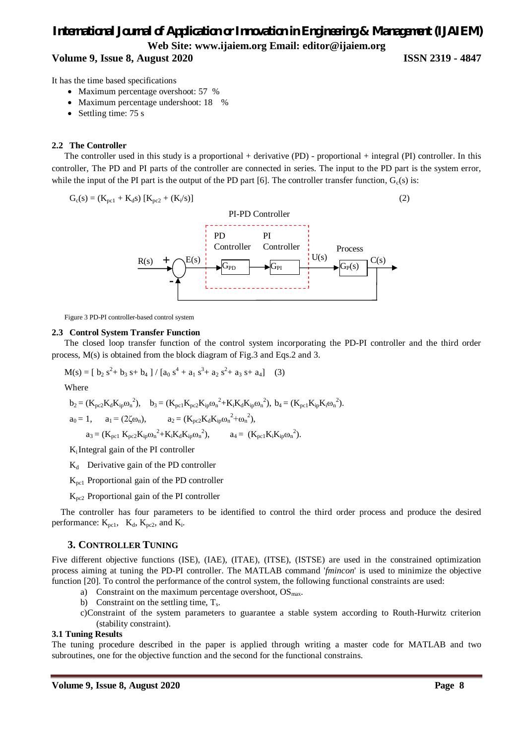It has the time based specifications

- Maximum percentage overshoot: 57 %
- Maximum percentage undershoot: 18 %
- Settling time: 75 s

### 2.2 The Controller

The controller used in this study is a proportional + derivative (PD) - proportional + integral (PI) controller. In this controller, The PD and PI parts of the controller are connected in series. The input to the PD part is the system error, while the input of the PI part is the output of the PD part [6]. The controller transfer function, $G_c(s)$ is:

$$G_c(s) = (K_{pc1} + K_d s)\,[K_{pc2} + (K_i/s)] \tag{2}$$

Figure 3 PD-PI controller-based control system

### 2.3 Control System Transfer Function

The closed loop transfer function of the control system incorporating the PD-PI controller and the third order process, M(s) is obtained from the block diagram of Fig.3 and Eqs.2 and 3.

$$M(s) = [\, b_2 s^2 + b_3 s + b_4 \,] / [a_0 s^4 + a_1 s^3 + a_2 s^2 + a_3 s + a_4] \tag{3}$$

Where

$b_2 = (K_{pc2}K_dK_{ip}\omega_n^2)$, $b_3 = (K_{pc1}K_{pc2}K_{ip}\omega_n^2 + K_iK_dK_{ip}\omega_n^2)$, $b_4 = (K_{pc1}K_{ip}K_i\omega_n^2)$.

$a_0 = 1$, $a_1 = (2\zeta\omega_n)$, $a_2 = (K_{pc2}K_dK_{ip}\omega_n^2 + \omega_n^2)$,

$a_3 = (K_{pc1}\,K_{pc2}K_{ip}\omega_n^2 + K_iK_dK_{ip}\omega_n^2)$, $a_4 = (K_{pc1}K_iK_{ip}\omega_n^2)$.

$K_i$ Integral gain of the PI controller

$K_d$ Derivative gain of the PD controller

$K_{pc1}$ Proportional gain of the PD controller

$K_{pc2}$ Proportional gain of the PI controller

The controller has four parameters to be identified to control the third order process and produce the desired performance: $K_{pc1}$, $K_d$, $K_{pc2}$, and $K_i$.

## 3. CONTROLLER TUNING

Five different objective functions (ISE), (IAE), (ITAE), (ITSE), (ISTSE) are used in the constrained optimization process aiming at tuning the PD-PI controller. The MATLAB command '*fmincon*' is used to minimize the objective function [20]. To control the performance of the control system, the following functional constraints are used:

a) Constraint on the maximum percentage overshoot, $OS_{max}$.

b) Constraint on the settling time, $T_s$.

c) Constraint of the system parameters to guarantee a stable system according to Routh-Hurwitz criterion (stability constraint).

### 3.1 Tuning Results

The tuning procedure described in the paper is applied through writing a master code for MATLAB and two subroutines, one for the objective function and the second for the functional constrains.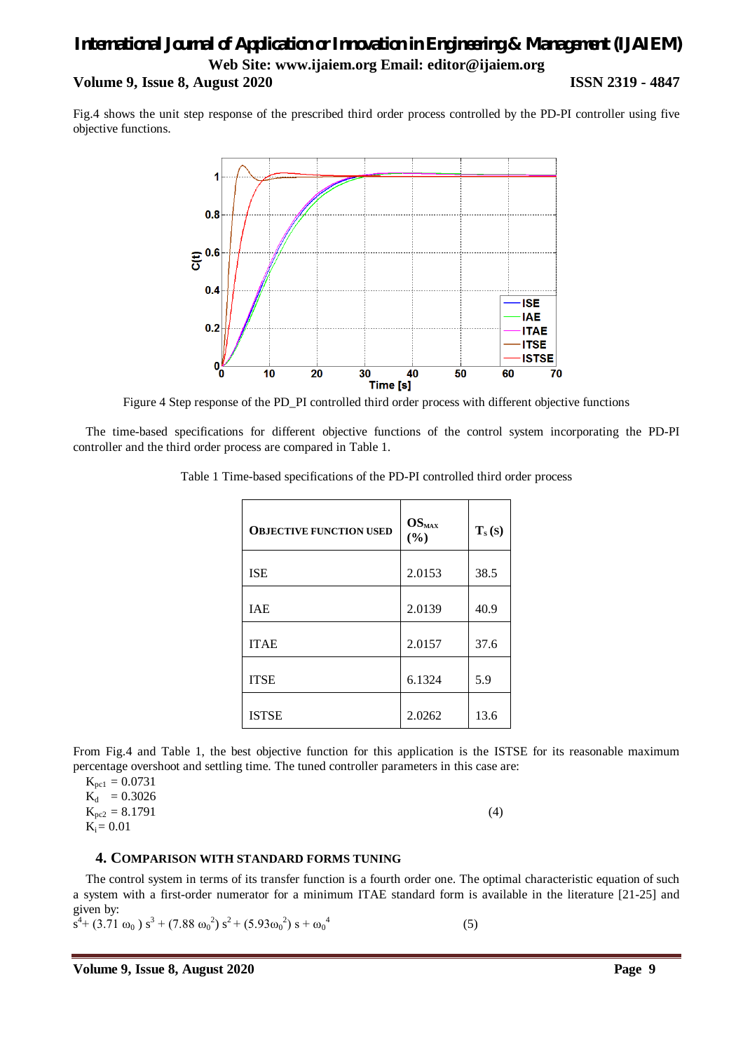Fig.4 shows the unit step response of the prescribed third order process controlled by the PD-PI controller using five objective functions.

Figure 4 Step response of the PD_PI controlled third order process with different objective functions

The time-based specifications for different objective functions of the control system incorporating the PD-PI controller and the third order process are compared in Table 1.

Table 1 Time-based specifications of the PD-PI controlled third order process

| **Objective function used** | $OS_{MAX}$ (%) | $T_s$ (s) |
|---|---|---|
| ISE | 2.0153 | 38.5 |
| IAE | 2.0139 | 40.9 |
| ITAE | 2.0157 | 37.6 |
| ITSE | 6.1324 | 5.9 |
| ISTSE | 2.0262 | 13.6 |

From Fig.4 and Table 1, the best objective function for this application is the ISTSE for its reasonable maximum percentage overshoot and settling time. The tuned controller parameters in this case are:

$$K_{pc1} = 0.0731$$
$$K_d = 0.3026$$
$$K_{pc2} = 8.1791 \quad (4)$$
$$K_i = 0.01$$

## 4. Comparison with Standard Forms Tuning

The control system in terms of its transfer function is a fourth order one. The optimal characteristic equation of such a system with a first-order numerator for a minimum ITAE standard form is available in the literature [21-25] and given by:

$$s^4 + (3.71\ \omega_0)\ s^3 + (7.88\ \omega_0^2)\ s^2 + (5.93\omega_0^2)\ s + \omega_0^4 \quad (5)$$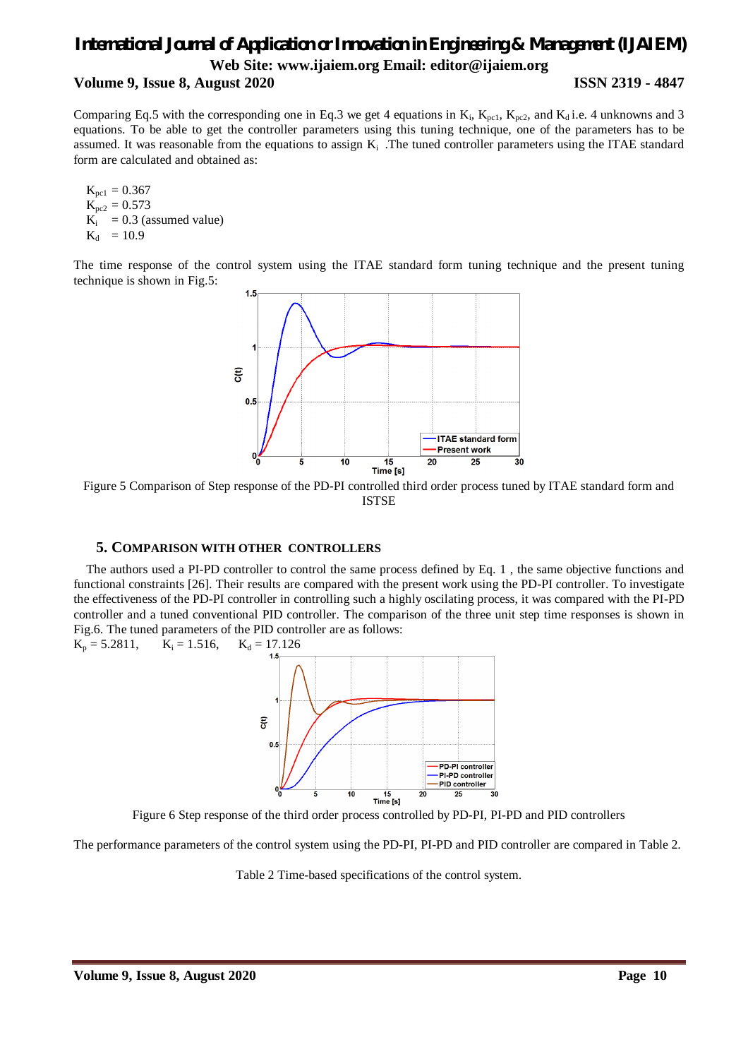Comparing Eq.5 with the corresponding one in Eq.3 we get 4 equations in $K_i$, $K_{pc1}$, $K_{pc2}$, and $K_d$ i.e. 4 unknowns and 3 equations. To be able to get the controller parameters using this tuning technique, one of the parameters has to be assumed. It was reasonable from the equations to assign $K_i$ .The tuned controller parameters using the ITAE standard form are calculated and obtained as:

$K_{pc1}$ = 0.367
$K_{pc2}$ = 0.573
$K_i$ = 0.3 (assumed value)
$K_d$ = 10.9

The time response of the control system using the ITAE standard form tuning technique and the present tuning technique is shown in Fig.5:

Figure 5 Comparison of Step response of the PD-PI controlled third order process tuned by ITAE standard form and ISTSE

## 5. COMPARISON WITH OTHER CONTROLLERS

The authors used a PI-PD controller to control the same process defined by Eq. 1 , the same objective functions and functional constraints [26]. Their results are compared with the present work using the PD-PI controller. To investigate the effectiveness of the PD-PI controller in controlling such a highly oscillating process, it was compared with the PI-PD controller and a tuned conventional PID controller. The comparison of the three unit step time responses is shown in Fig.6. The tuned parameters of the PID controller are as follows:
$K_p$ = 5.2811, $K_i$ = 1.516, $K_d$ = 17.126

Figure 6 Step response of the third order process controlled by PD-PI, PI-PD and PID controllers

The performance parameters of the control system using the PD-PI, PI-PD and PID controller are compared in Table 2.

Table 2 Time-based specifications of the control system.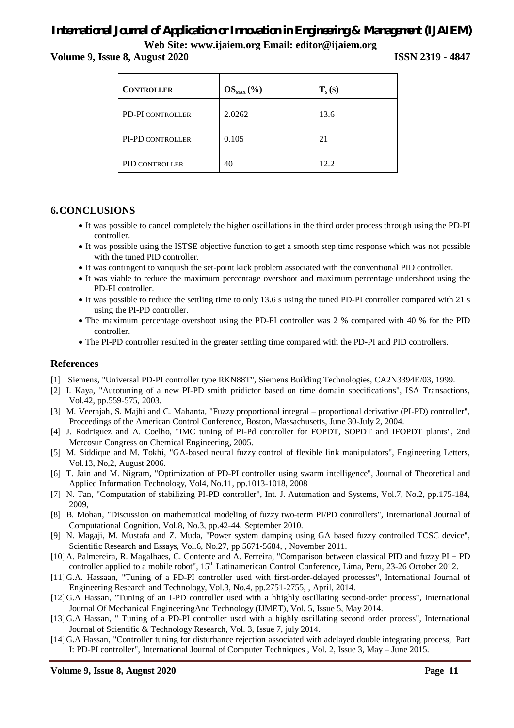| CONTROLLER | $OS_{MAX}$ (%) | $T_s$ (s) |
|---|---|---|
| PD-PI CONTROLLER | 2.0262 | 13.6 |
| PI-PD CONTROLLER | 0.105 | 21 |
| PID CONTROLLER | 40 | 12.2 |

## 6. CONCLUSIONS

- It was possible to cancel completely the higher oscillations in the third order process through using the PD-PI controller.
- It was possible using the ISTSE objective function to get a smooth step time response which was not possible with the tuned PID controller.
- It was contingent to vanquish the set-point kick problem associated with the conventional PID controller.
- It was viable to reduce the maximum percentage overshoot and maximum percentage undershoot using the PD-PI controller.
- It was possible to reduce the settling time to only 13.6 s using the tuned PD-PI controller compared with 21 s using the PI-PD controller.
- The maximum percentage overshoot using the PD-PI controller was 2 % compared with 40 % for the PID controller.
- The PI-PD controller resulted in the greater settling time compared with the PD-PI and PID controllers.

## References

[1] Siemens, "Universal PD-PI controller type RKN88T", Siemens Building Technologies, CA2N3394E/03, 1999.

[2] I. Kaya, "Autotuning of a new PI-PD smith pridictor based on time domain specifications", ISA Transactions, Vol.42, pp.559-575, 2003.

[3] M. Veerajah, S. Majhi and C. Mahanta, "Fuzzy proportional integral – proportional derivative (PI-PD) controller", Proceedings of the American Control Conference, Boston, Massachusetts, June 30-July 2, 2004.

[4] J. Rodriguez and A. Coelho, "IMC tuning of PI-Pd controller for FOPDT, SOPDT and IFOPDT plants", 2nd Mercosur Congress on Chemical Engineering, 2005.

[5] M. Siddique and M. Tokhi, "GA-based neural fuzzy control of flexible link manipulators", Engineering Letters, Vol.13, No,2, August 2006.

[6] T. Jain and M. Nigram, "Optimization of PD-PI controller using swarm intelligence", Journal of Theoretical and Applied Information Technology, Vol4, No.11, pp.1013-1018, 2008

[7] N. Tan, "Computation of stabilizing PI-PD controller", Int. J. Automation and Systems, Vol.7, No.2, pp.175-184, 2009,

[8] B. Mohan, "Discussion on mathematical modeling of fuzzy two-term PI/PD controllers", International Journal of Computational Cognition, Vol.8, No.3, pp.42-44, September 2010.

[9] N. Magaji, M. Mustafa and Z. Muda, "Power system damping using GA based fuzzy controlled TCSC device", Scientific Research and Essays, Vol.6, No.27, pp.5671-5684, , November 2011.

[10] A. Palmereira, R. Magalhaes, C. Contente and A. Ferreira, "Comparison between classical PID and fuzzy PI + PD controller applied to a mobile robot", 15th Latinamerican Control Conference, Lima, Peru, 23-26 October 2012.

[11] G.A. Hassaan, "Tuning of a PD-PI controller used with first-order-delayed processes", International Journal of Engineering Research and Technology, Vol.3, No.4, pp.2751-2755, , April, 2014.

[12] G.A Hassan, "Tuning of an I-PD controller used with a hhighly oscillating second-order process", International Journal Of Mechanical EngineeringAnd Technology (IJMET), Vol. 5, Issue 5, May 2014.

[13] G.A Hassan, " Tuning of a PD-PI controller used with a highly oscillating second order process", International Journal of Scientific & Technology Research, Vol. 3, Issue 7, july 2014.

[14] G.A Hassan, "Controller tuning for disturbance rejection associated with adelayed double integrating process, Part I: PD-PI controller", International Journal of Computer Techniques , Vol. 2, Issue 3, May – June 2015.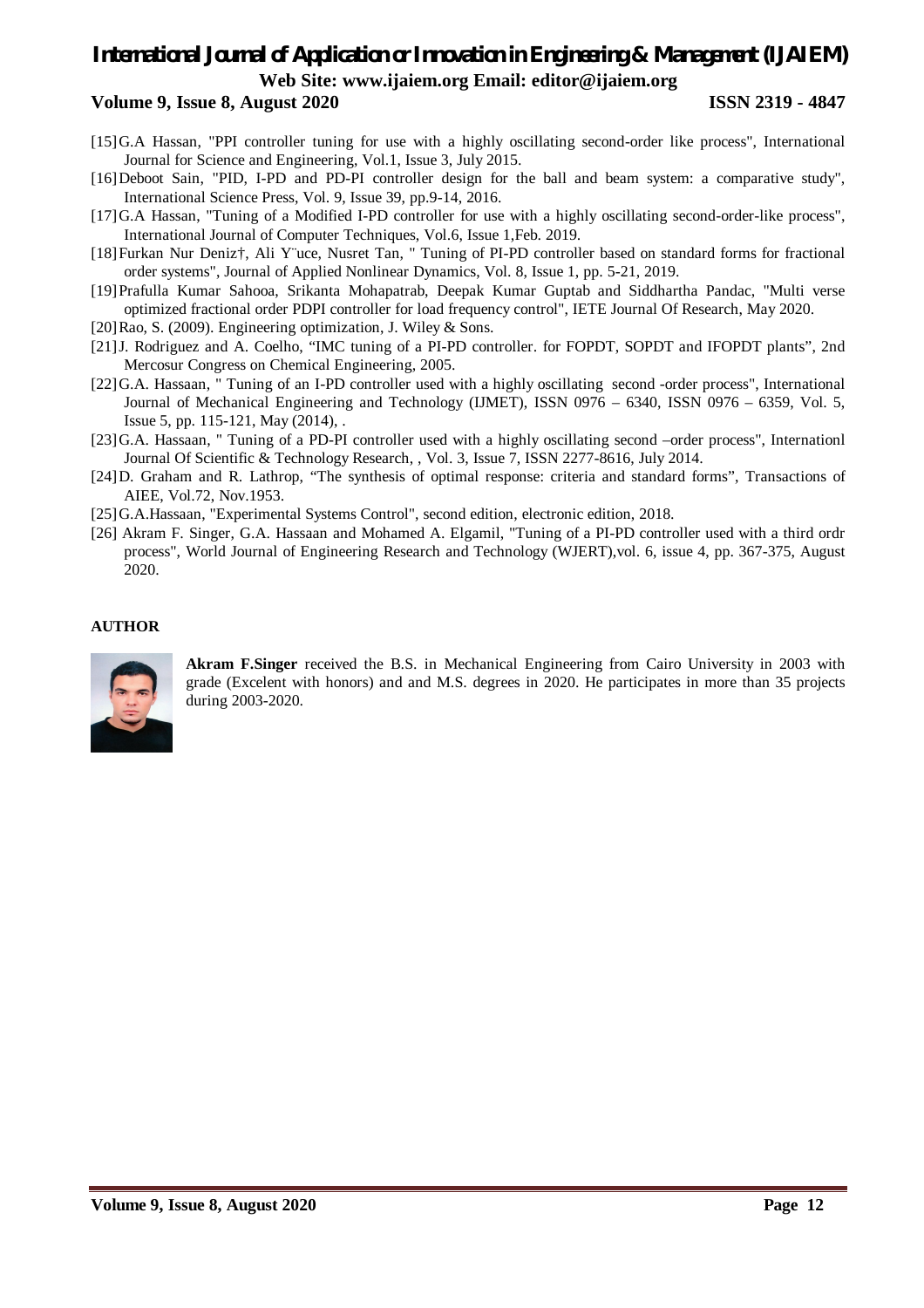[15] G.A Hassan, "PPI controller tuning for use with a highly oscillating second-order like process", International Journal for Science and Engineering, Vol.1, Issue 3, July 2015.

[16] Deboot Sain, "PID, I-PD and PD-PI controller design for the ball and beam system: a comparative study", International Science Press, Vol. 9, Issue 39, pp.9-14, 2016.

[17] G.A Hassan, "Tuning of a Modified I-PD controller for use with a highly oscillating second-order-like process", International Journal of Computer Techniques, Vol.6, Issue 1,Feb. 2019.

[18] Furkan Nur Deniz†, Ali Y¨uce, Nusret Tan, " Tuning of PI-PD controller based on standard forms for fractional order systems", Journal of Applied Nonlinear Dynamics, Vol. 8, Issue 1, pp. 5-21, 2019.

[19] Prafulla Kumar Sahooa, Srikanta Mohapatrab, Deepak Kumar Guptab and Siddhartha Pandac, "Multi verse optimized fractional order PDPI controller for load frequency control", IETE Journal Of Research, May 2020.

[20] Rao, S. (2009). Engineering optimization, J. Wiley & Sons.

[21] J. Rodriguez and A. Coelho, "IMC tuning of a PI-PD controller. for FOPDT, SOPDT and IFOPDT plants", 2nd Mercosur Congress on Chemical Engineering, 2005.

[22] G.A. Hassaan, " Tuning of an I-PD controller used with a highly oscillating second -order process", International Journal of Mechanical Engineering and Technology (IJMET), ISSN 0976 – 6340, ISSN 0976 – 6359, Vol. 5, Issue 5, pp. 115-121, May (2014), .

[23] G.A. Hassaan, " Tuning of a PD-PI controller used with a highly oscillating second –order process", Internationl Journal Of Scientific & Technology Research, , Vol. 3, Issue 7, ISSN 2277-8616, July 2014.

[24] D. Graham and R. Lathrop, "The synthesis of optimal response: criteria and standard forms", Transactions of AIEE, Vol.72, Nov.1953.

[25] G.A.Hassaan, "Experimental Systems Control", second edition, electronic edition, 2018.

[26] Akram F. Singer, G.A. Hassaan and Mohamed A. Elgamil, "Tuning of a PI-PD controller used with a third ordr process", World Journal of Engineering Research and Technology (WJERT),vol. 6, issue 4, pp. 367-375, August 2020.

**AUTHOR**

**Akram F.Singer** received the B.S. in Mechanical Engineering from Cairo University in 2003 with grade (Excelent with honors) and and M.S. degrees in 2020. He participates in more than 35 projects during 2003-2020.